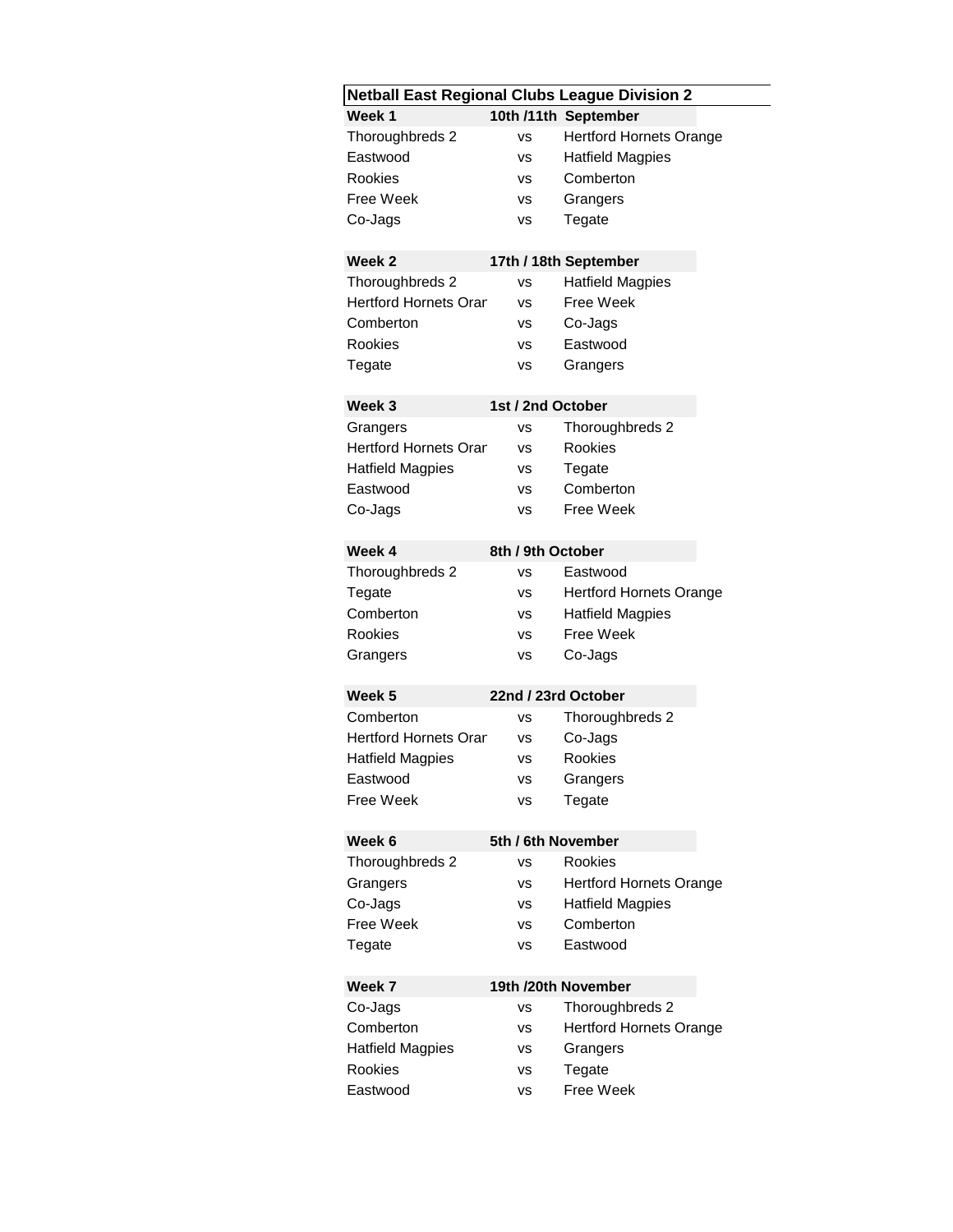## Netball East Regional Clubs League Division 2

| Week 1 | 10th /11th September | |
|---|---|---|
| Thoroughbreds 2 | vs | Hertford Hornets Orange |
| Eastwood | vs | Hatfield Magpies |
| Rookies | vs | Comberton |
| Free Week | vs | Grangers |
| Co-Jags | vs | Tegate |

| Week 2 | 17th / 18th September | |
|---|---|---|
| Thoroughbreds 2 | vs | Hatfield Magpies |
| Hertford Hornets Orar | vs | Free Week |
| Comberton | vs | Co-Jags |
| Rookies | vs | Eastwood |
| Tegate | vs | Grangers |

| Week 3 | 1st / 2nd October | |
|---|---|---|
| Grangers | vs | Thoroughbreds 2 |
| Hertford Hornets Orar | vs | Rookies |
| Hatfield Magpies | vs | Tegate |
| Eastwood | vs | Comberton |
| Co-Jags | vs | Free Week |

| Week 4 | 8th / 9th October | |
|---|---|---|
| Thoroughbreds 2 | vs | Eastwood |
| Tegate | vs | Hertford Hornets Orange |
| Comberton | vs | Hatfield Magpies |
| Rookies | vs | Free Week |
| Grangers | vs | Co-Jags |

| Week 5 | 22nd / 23rd October | |
|---|---|---|
| Comberton | vs | Thoroughbreds 2 |
| Hertford Hornets Orar | vs | Co-Jags |
| Hatfield Magpies | vs | Rookies |
| Eastwood | vs | Grangers |
| Free Week | vs | Tegate |

| Week 6 | 5th / 6th November | |
|---|---|---|
| Thoroughbreds 2 | vs | Rookies |
| Grangers | vs | Hertford Hornets Orange |
| Co-Jags | vs | Hatfield Magpies |
| Free Week | vs | Comberton |
| Tegate | vs | Eastwood |

| Week 7 | 19th /20th November | |
|---|---|---|
| Co-Jags | vs | Thoroughbreds 2 |
| Comberton | vs | Hertford Hornets Orange |
| Hatfield Magpies | vs | Grangers |
| Rookies | vs | Tegate |
| Eastwood | vs | Free Week |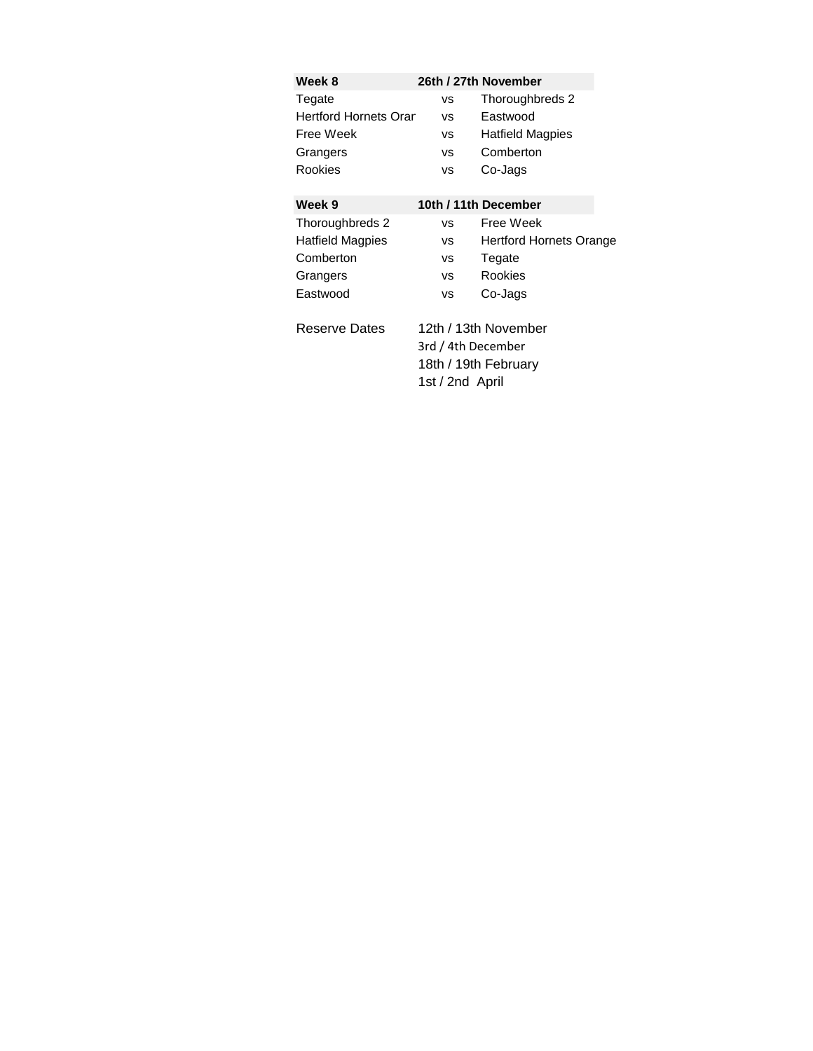| Week 8 | 26th / 27th November | |
|---|---|---|
| Tegate | vs | Thoroughbreds 2 |
| Hertford Hornets Oran | vs | Eastwood |
| Free Week | vs | Hatfield Magpies |
| Grangers | vs | Comberton |
| Rookies | vs | Co-Jags |

| Week 9 | 10th / 11th December | |
|---|---|---|
| Thoroughbreds 2 | vs | Free Week |
| Hatfield Magpies | vs | Hertford Hornets Orange |
| Comberton | vs | Tegate |
| Grangers | vs | Rookies |
| Eastwood | vs | Co-Jags |

Reserve Dates
- 12th / 13th November
- 3rd / 4th December
- 18th / 19th February
- 1st / 2nd April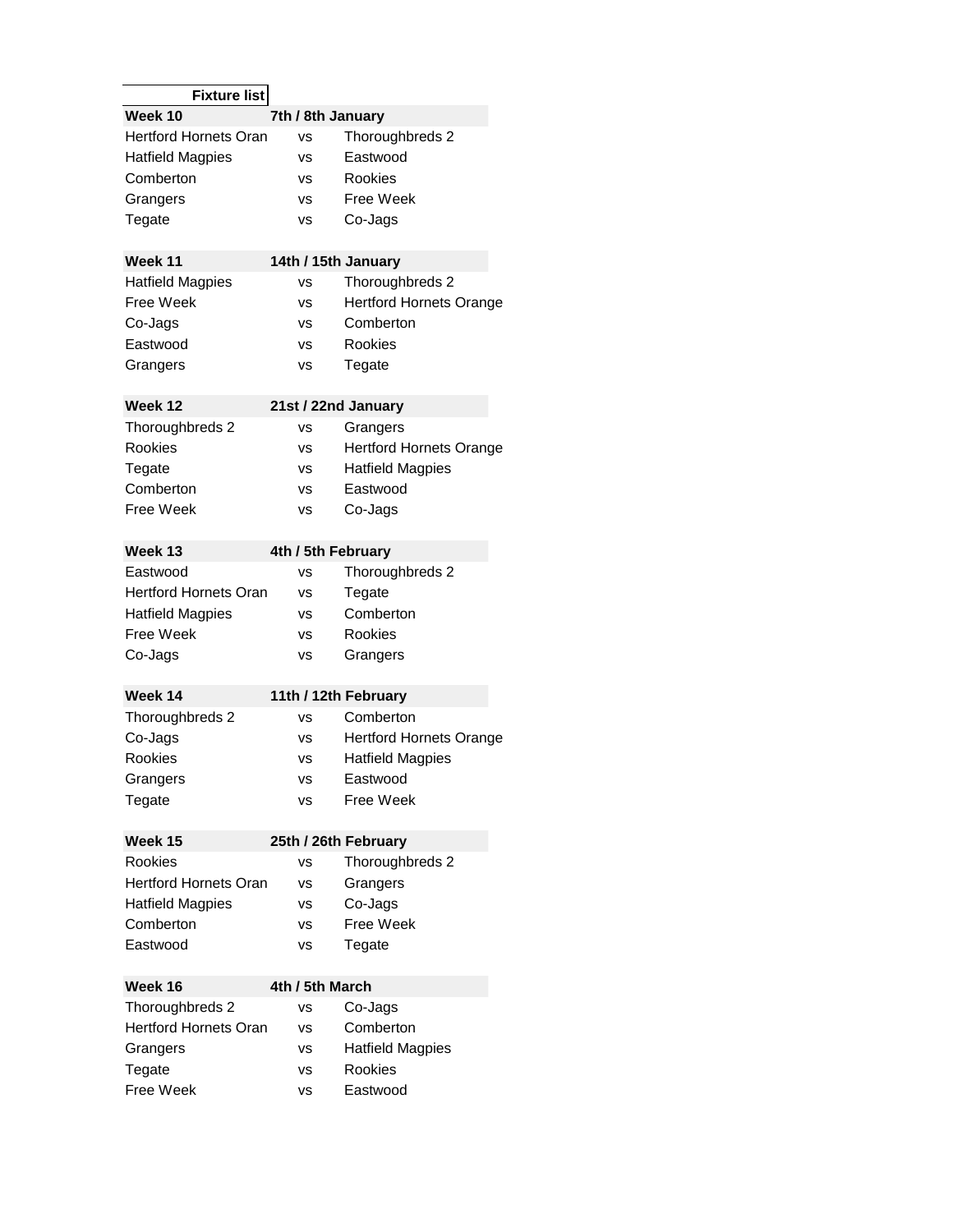**Fixture list**

| Week 10 | 7th / 8th January | |
|---|---|---|
| Hertford Hornets Oran | vs | Thoroughbreds 2 |
| Hatfield Magpies | vs | Eastwood |
| Comberton | vs | Rookies |
| Grangers | vs | Free Week |
| Tegate | vs | Co-Jags |

| Week 11 | 14th / 15th January | |
|---|---|---|
| Hatfield Magpies | vs | Thoroughbreds 2 |
| Free Week | vs | Hertford Hornets Orange |
| Co-Jags | vs | Comberton |
| Eastwood | vs | Rookies |
| Grangers | vs | Tegate |

| Week 12 | 21st / 22nd January | |
|---|---|---|
| Thoroughbreds 2 | vs | Grangers |
| Rookies | vs | Hertford Hornets Orange |
| Tegate | vs | Hatfield Magpies |
| Comberton | vs | Eastwood |
| Free Week | vs | Co-Jags |

| Week 13 | 4th / 5th February | |
|---|---|---|
| Eastwood | vs | Thoroughbreds 2 |
| Hertford Hornets Oran | vs | Tegate |
| Hatfield Magpies | vs | Comberton |
| Free Week | vs | Rookies |
| Co-Jags | vs | Grangers |

| Week 14 | 11th / 12th February | |
|---|---|---|
| Thoroughbreds 2 | vs | Comberton |
| Co-Jags | vs | Hertford Hornets Orange |
| Rookies | vs | Hatfield Magpies |
| Grangers | vs | Eastwood |
| Tegate | vs | Free Week |

| Week 15 | 25th / 26th February | |
|---|---|---|
| Rookies | vs | Thoroughbreds 2 |
| Hertford Hornets Oran | vs | Grangers |
| Hatfield Magpies | vs | Co-Jags |
| Comberton | vs | Free Week |
| Eastwood | vs | Tegate |

| Week 16 | 4th / 5th March | |
|---|---|---|
| Thoroughbreds 2 | vs | Co-Jags |
| Hertford Hornets Oran | vs | Comberton |
| Grangers | vs | Hatfield Magpies |
| Tegate | vs | Rookies |
| Free Week | vs | Eastwood |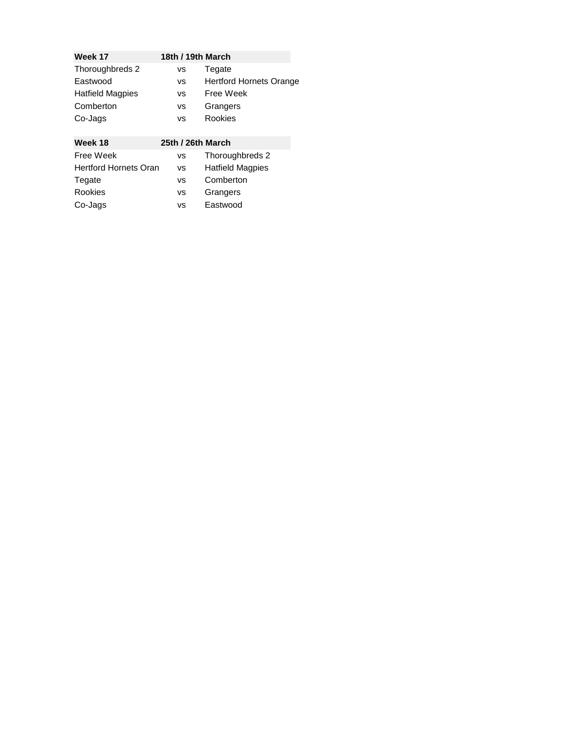| Week 17 | 18th / 19th March | |
| --- | --- | --- |
| Thoroughbreds 2 | vs | Tegate |
| Eastwood | vs | Hertford Hornets Orange |
| Hatfield Magpies | vs | Free Week |
| Comberton | vs | Grangers |
| Co-Jags | vs | Rookies |

| Week 18 | 25th / 26th March | |
| --- | --- | --- |
| Free Week | vs | Thoroughbreds 2 |
| Hertford Hornets Oran | vs | Hatfield Magpies |
| Tegate | vs | Comberton |
| Rookies | vs | Grangers |
| Co-Jags | vs | Eastwood |